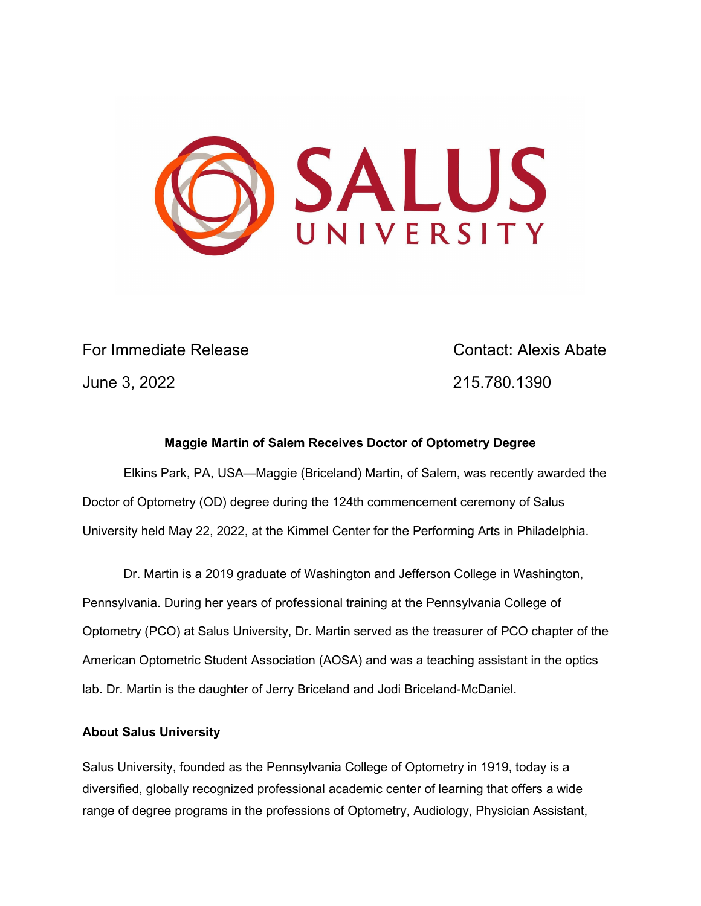# SALUS UNIVERSITY

For Immediate Release

June 3, 2022

Contact: Alexis Abate

215.780.1390

**Maggie Martin of Salem Receives Doctor of Optometry Degree**

Elkins Park, PA, USA—Maggie (Briceland) Martin**,** of Salem, was recently awarded the Doctor of Optometry (OD) degree during the 124th commencement ceremony of Salus University held May 22, 2022, at the Kimmel Center for the Performing Arts in Philadelphia.

Dr. Martin is a 2019 graduate of Washington and Jefferson College in Washington, Pennsylvania. During her years of professional training at the Pennsylvania College of Optometry (PCO) at Salus University, Dr. Martin served as the treasurer of PCO chapter of the American Optometric Student Association (AOSA) and was a teaching assistant in the optics lab. Dr. Martin is the daughter of Jerry Briceland and Jodi Briceland-McDaniel.

**About Salus University**

Salus University, founded as the Pennsylvania College of Optometry in 1919, today is a diversified, globally recognized professional academic center of learning that offers a wide range of degree programs in the professions of Optometry, Audiology, Physician Assistant,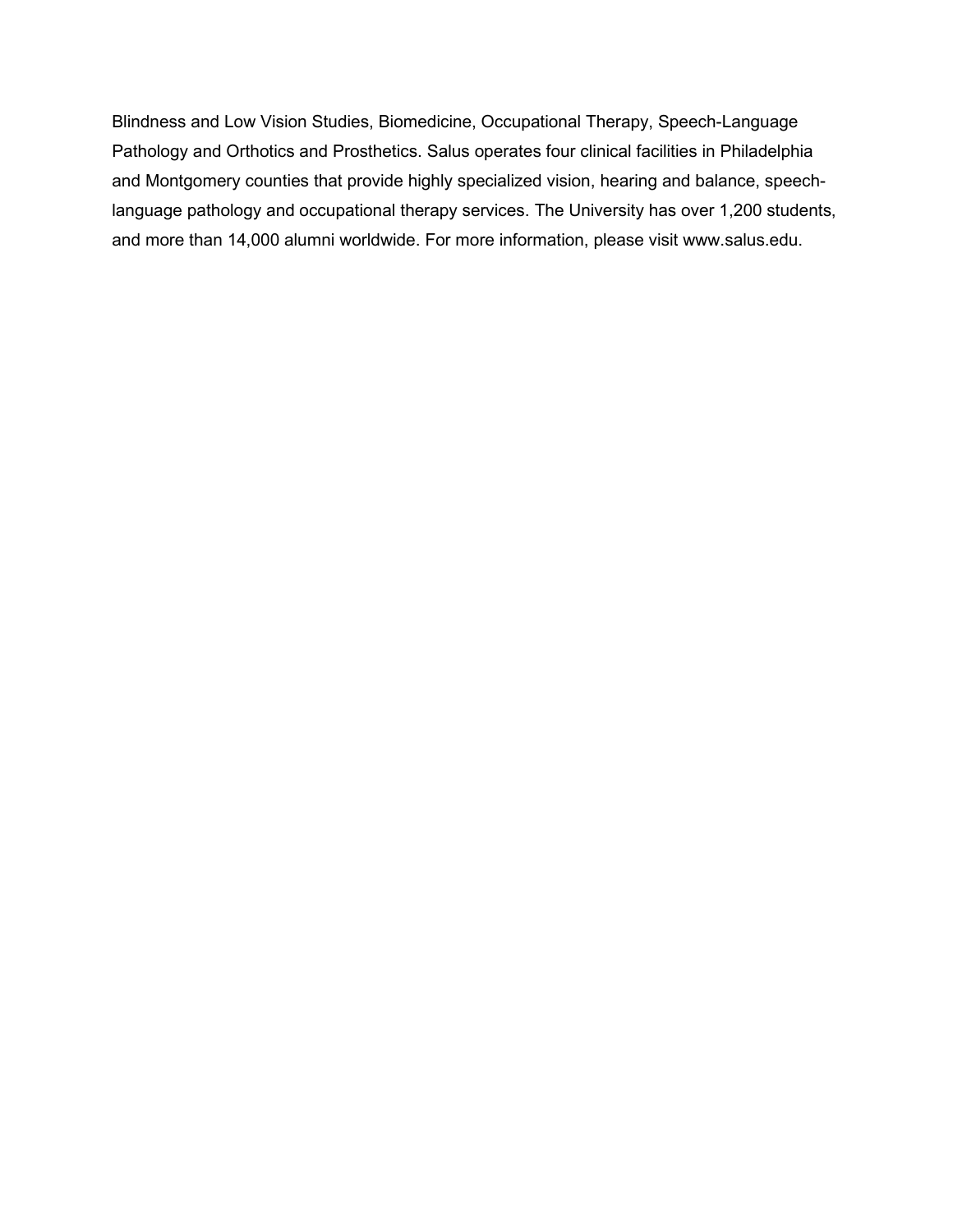Blindness and Low Vision Studies, Biomedicine, Occupational Therapy, Speech-Language Pathology and Orthotics and Prosthetics. Salus operates four clinical facilities in Philadelphia and Montgomery counties that provide highly specialized vision, hearing and balance, speech-language pathology and occupational therapy services. The University has over 1,200 students, and more than 14,000 alumni worldwide. For more information, please visit www.salus.edu.